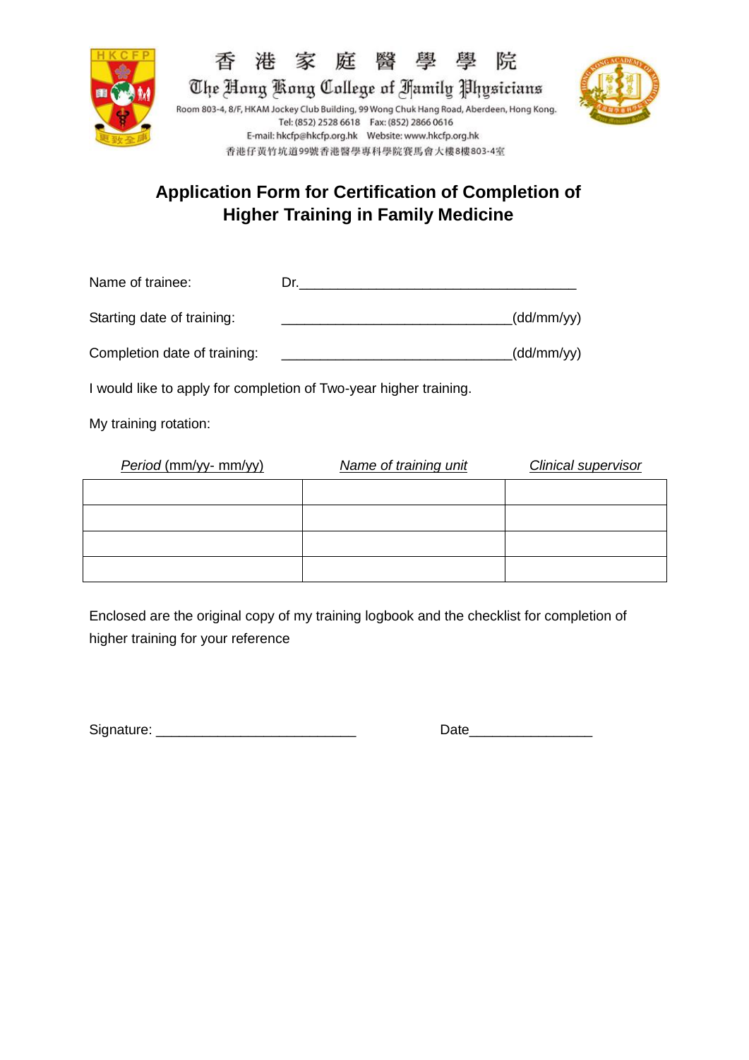香港家庭醫學學院

The Hong Kong College of Family Physicians

Room 803-4, 8/F, HKAM Jockey Club Building, 99 Wong Chuk Hang Road, Aberdeen, Hong Kong.
Tel: (852) 2528 6618 Fax: (852) 2866 0616
E-mail: hkcfp@hkcfp.org.hk Website: www.hkcfp.org.hk
香港仔黃竹坑道99號香港醫學專科學院賽馬會大樓8樓803-4室

# Application Form for Certification of Completion of Higher Training in Family Medicine

Name of trainee: Dr.______________________________________

Starting date of training: ______________________________(dd/mm/yy)

Completion date of training: ______________________________(dd/mm/yy)

I would like to apply for completion of Two-year higher training.

My training rotation:

| *Period* (mm/yy- mm/yy) | *Name of training unit* | *Clinical supervisor* |
|---|---|---|
| | | |
| | | |
| | | |
| | | |

Enclosed are the original copy of my training logbook and the checklist for completion of higher training for your reference

Signature: __________________________ Date________________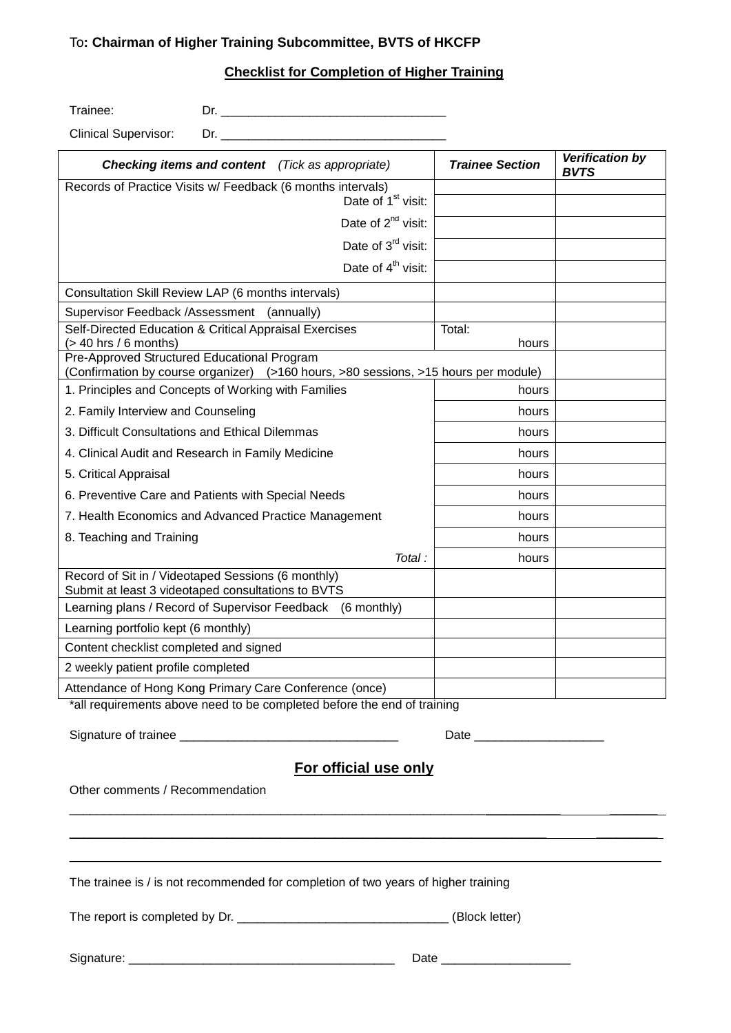To**: Chairman of Higher Training Subcommittee, BVTS of HKCFP**

**Checklist for Completion of Higher Training**

Trainee: Dr. ________________________________

Clinical Supervisor: Dr. ________________________________

| ***Checking items and content*** *(Tick as appropriate)* | ***Trainee Section*** | ***Verification by BVTS*** |
|---|---|---|
| Records of Practice Visits w/ Feedback (6 months intervals) | | |
| Date of 1st visit: | | |
| Date of 2nd visit: | | |
| Date of 3rd visit: | | |
| Date of 4th visit: | | |
| Consultation Skill Review LAP (6 months intervals) | | |
| Supervisor Feedback /Assessment (annually) | | |
| Self-Directed Education & Critical Appraisal Exercises (> 40 hrs / 6 months) | Total: hours | |
| Pre-Approved Structured Educational Program (Confirmation by course organizer) (>160 hours, >80 sessions, >15 hours per module) | | |
| 1. Principles and Concepts of Working with Families | hours | |
| 2. Family Interview and Counseling | hours | |
| 3. Difficult Consultations and Ethical Dilemmas | hours | |
| 4. Clinical Audit and Research in Family Medicine | hours | |
| 5. Critical Appraisal | hours | |
| 6. Preventive Care and Patients with Special Needs | hours | |
| 7. Health Economics and Advanced Practice Management | hours | |
| 8. Teaching and Training | hours | |
| *Total :* | hours | |
| Record of Sit in / Videotaped Sessions (6 monthly) Submit at least 3 videotaped consultations to BVTS | | |
| Learning plans / Record of Supervisor Feedback (6 monthly) | | |
| Learning portfolio kept (6 monthly) | | |
| Content checklist completed and signed | | |
| 2 weekly patient profile completed | | |
| Attendance of Hong Kong Primary Care Conference (once) | | |

*all requirements above need to be completed before the end of training

Signature of trainee ________________________________ Date ___________________

## For official use only

Other comments / Recommendation

________________________________________________________________________________

________________________________________________________________________________

________________________________________________________________________________

The trainee is / is not recommended for completion of two years of higher training

The report is completed by Dr. _______________________________ (Block letter)

Signature: _______________________________________ Date ___________________